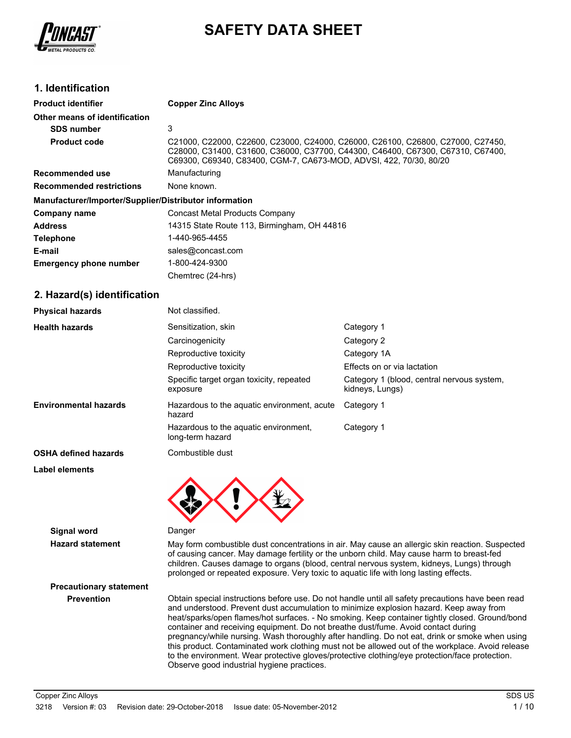# SAFETY DATA SHEET

## 1. Identification

| | |
|---|---|
| **Product identifier** | **Copper Zinc Alloys** |
| **Other means of identification** | |
| **SDS number** | 3 |
| **Product code** | C21000, C22000, C22600, C23000, C24000, C26000, C26100, C26800, C27000, C27450, C28000, C31400, C31600, C36000, C37700, C44300, C46400, C67300, C67310, C67400, C69300, C69340, C83400, CGM-7, CA673-MOD, ADVSI, 422, 70/30, 80/20 |
| **Recommended use** | Manufacturing |
| **Recommended restrictions** | None known. |

**Manufacturer/Importer/Supplier/Distributor information**

| | |
|---|---|
| **Company name** | Concast Metal Products Company |
| **Address** | 14315 State Route 113, Birmingham, OH 44816 |
| **Telephone** | 1-440-965-4455 |
| **E-mail** | sales@concast.com |
| **Emergency phone number** | 1-800-424-9300 |
| | Chemtrec (24-hrs) |

## 2. Hazard(s) identification

| | | |
|---|---|---|
| **Physical hazards** | Not classified. | |
| **Health hazards** | Sensitization, skin | Category 1 |
| | Carcinogenicity | Category 2 |
| | Reproductive toxicity | Category 1A |
| | Reproductive toxicity | Effects on or via lactation |
| | Specific target organ toxicity, repeated exposure | Category 1 (blood, central nervous system, kidneys, Lungs) |
| **Environmental hazards** | Hazardous to the aquatic environment, acute hazard | Category 1 |
| | Hazardous to the aquatic environment, long-term hazard | Category 1 |
| **OSHA defined hazards** | Combustible dust | |

**Label elements**

**Signal word** Danger

**Hazard statement** May form combustible dust concentrations in air. May cause an allergic skin reaction. Suspected of causing cancer. May damage fertility or the unborn child. May cause harm to breast-fed children. Causes damage to organs (blood, central nervous system, kidneys, Lungs) through prolonged or repeated exposure. Very toxic to aquatic life with long lasting effects.

**Precautionary statement**

**Prevention** Obtain special instructions before use. Do not handle until all safety precautions have been read and understood. Prevent dust accumulation to minimize explosion hazard. Keep away from heat/sparks/open flames/hot surfaces. - No smoking. Keep container tightly closed. Ground/bond container and receiving equipment. Do not breathe dust/fume. Avoid contact during pregnancy/while nursing. Wash thoroughly after handling. Do not eat, drink or smoke when using this product. Contaminated work clothing must not be allowed out of the workplace. Avoid release to the environment. Wear protective gloves/protective clothing/eye protection/face protection. Observe good industrial hygiene practices.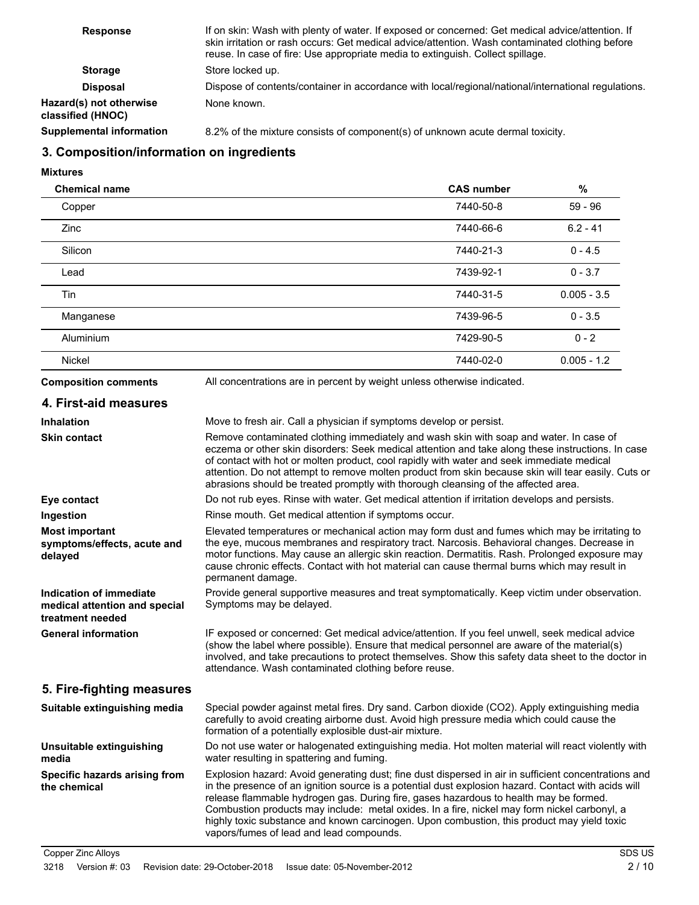**Response** If on skin: Wash with plenty of water. If exposed or concerned: Get medical advice/attention. If skin irritation or rash occurs: Get medical advice/attention. Wash contaminated clothing before reuse. In case of fire: Use appropriate media to extinguish. Collect spillage.

**Storage** Store locked up.

**Disposal** Dispose of contents/container in accordance with local/regional/national/international regulations.

**Hazard(s) not otherwise classified (HNOC)** None known.

**Supplemental information** 8.2% of the mixture consists of component(s) of unknown acute dermal toxicity.

## 3. Composition/information on ingredients

**Mixtures**

| Chemical name | CAS number | % |
|---|---|---|
| Copper | 7440-50-8 | 59 - 96 |
| Zinc | 7440-66-6 | 6.2 - 41 |
| Silicon | 7440-21-3 | 0 - 4.5 |
| Lead | 7439-92-1 | 0 - 3.7 |
| Tin | 7440-31-5 | 0.005 - 3.5 |
| Manganese | 7439-96-5 | 0 - 3.5 |
| Aluminium | 7429-90-5 | 0 - 2 |
| Nickel | 7440-02-0 | 0.005 - 1.2 |

**Composition comments** All concentrations are in percent by weight unless otherwise indicated.

## 4. First-aid measures

**Inhalation** Move to fresh air. Call a physician if symptoms develop or persist.

**Skin contact** Remove contaminated clothing immediately and wash skin with soap and water. In case of eczema or other skin disorders: Seek medical attention and take along these instructions. In case of contact with hot or molten product, cool rapidly with water and seek immediate medical attention. Do not attempt to remove molten product from skin because skin will tear easily. Cuts or abrasions should be treated promptly with thorough cleansing of the affected area.

**Eye contact** Do not rub eyes. Rinse with water. Get medical attention if irritation develops and persists.

**Ingestion** Rinse mouth. Get medical attention if symptoms occur.

**Most important symptoms/effects, acute and delayed** Elevated temperatures or mechanical action may form dust and fumes which may be irritating to the eye, mucous membranes and respiratory tract. Narcosis. Behavioral changes. Decrease in motor functions. May cause an allergic skin reaction. Dermatitis. Rash. Prolonged exposure may cause chronic effects. Contact with hot material can cause thermal burns which may result in permanent damage.

**Indication of immediate medical attention and special treatment needed** Provide general supportive measures and treat symptomatically. Keep victim under observation. Symptoms may be delayed.

**General information** IF exposed or concerned: Get medical advice/attention. If you feel unwell, seek medical advice (show the label where possible). Ensure that medical personnel are aware of the material(s) involved, and take precautions to protect themselves. Show this safety data sheet to the doctor in attendance. Wash contaminated clothing before reuse.

## 5. Fire-fighting measures

**Suitable extinguishing media** Special powder against metal fires. Dry sand. Carbon dioxide ($CO_2$). Apply extinguishing media carefully to avoid creating airborne dust. Avoid high pressure media which could cause the formation of a potentially explosible dust-air mixture.

**Unsuitable extinguishing media** Do not use water or halogenated extinguishing media. Hot molten material will react violently with water resulting in spattering and fuming.

**Specific hazards arising from the chemical** Explosion hazard: Avoid generating dust; fine dust dispersed in air in sufficient concentrations and in the presence of an ignition source is a potential dust explosion hazard. Contact with acids will release flammable hydrogen gas. During fire, gases hazardous to health may be formed. Combustion products may include: metal oxides. In a fire, nickel may form nickel carbonyl, a highly toxic substance and known carcinogen. Upon combustion, this product may yield toxic vapors/fumes of lead and lead compounds.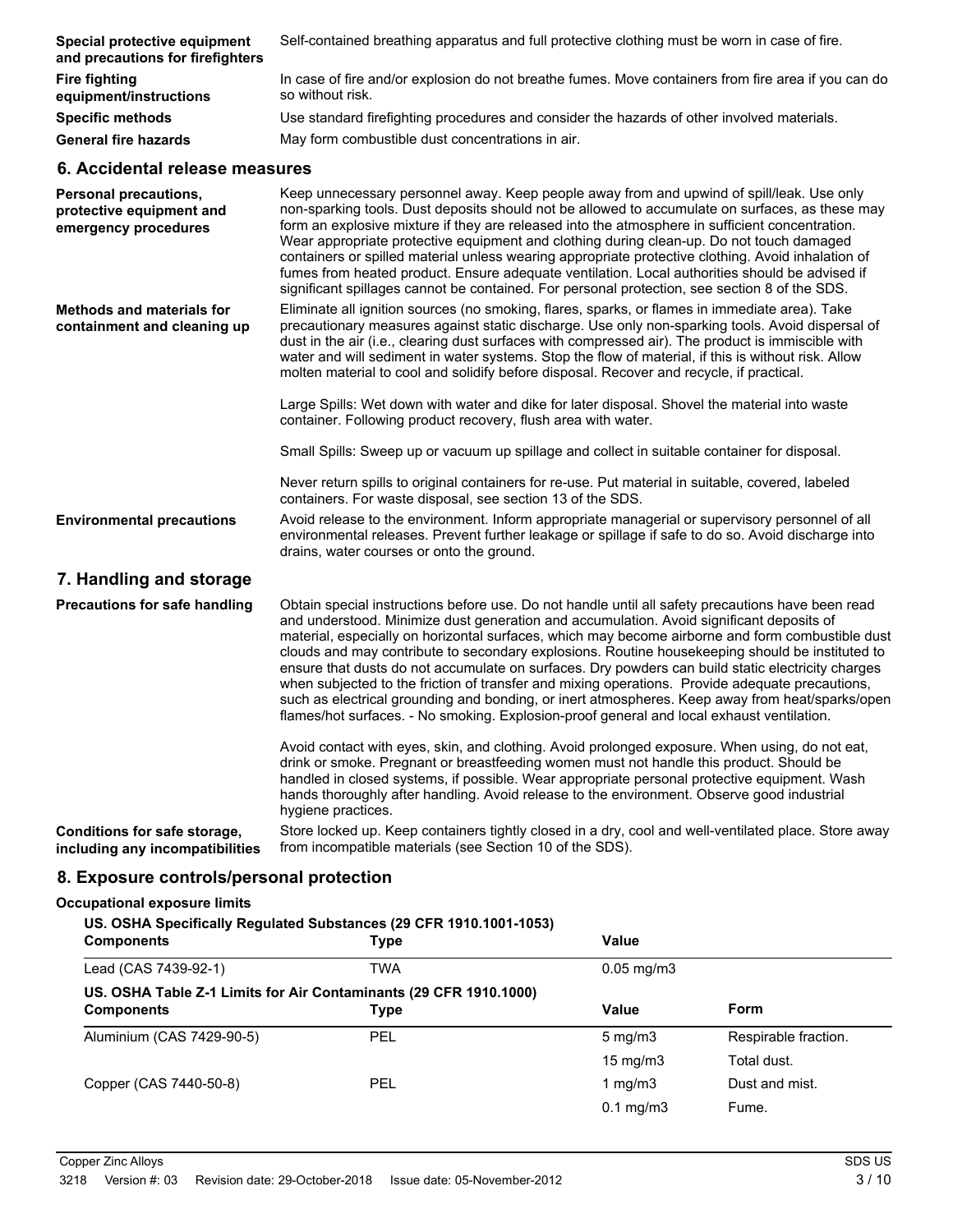| | |
|---|---|
| **Special protective equipment and precautions for firefighters** | Self-contained breathing apparatus and full protective clothing must be worn in case of fire. |
| **Fire fighting equipment/instructions** | In case of fire and/or explosion do not breathe fumes. Move containers from fire area if you can do so without risk. |
| **Specific methods** | Use standard firefighting procedures and consider the hazards of other involved materials. |
| **General fire hazards** | May form combustible dust concentrations in air. |

## 6. Accidental release measures

**Personal precautions, protective equipment and emergency procedures**

Keep unnecessary personnel away. Keep people away from and upwind of spill/leak. Use only non-sparking tools. Dust deposits should not be allowed to accumulate on surfaces, as these may form an explosive mixture if they are released into the atmosphere in sufficient concentration. Wear appropriate protective equipment and clothing during clean-up. Do not touch damaged containers or spilled material unless wearing appropriate protective clothing. Avoid inhalation of fumes from heated product. Ensure adequate ventilation. Local authorities should be advised if significant spillages cannot be contained. For personal protection, see section 8 of the SDS.

**Methods and materials for containment and cleaning up**

Eliminate all ignition sources (no smoking, flares, sparks, or flames in immediate area). Take precautionary measures against static discharge. Use only non-sparking tools. Avoid dispersal of dust in the air (i.e., clearing dust surfaces with compressed air). The product is immiscible with water and will sediment in water systems. Stop the flow of material, if this is without risk. Allow molten material to cool and solidify before disposal. Recover and recycle, if practical.

Large Spills: Wet down with water and dike for later disposal. Shovel the material into waste container. Following product recovery, flush area with water.

Small Spills: Sweep up or vacuum up spillage and collect in suitable container for disposal.

Never return spills to original containers for re-use. Put material in suitable, covered, labeled containers. For waste disposal, see section 13 of the SDS.

**Environmental precautions**

Avoid release to the environment. Inform appropriate managerial or supervisory personnel of all environmental releases. Prevent further leakage or spillage if safe to do so. Avoid discharge into drains, water courses or onto the ground.

## 7. Handling and storage

**Precautions for safe handling**

Obtain special instructions before use. Do not handle until all safety precautions have been read and understood. Minimize dust generation and accumulation. Avoid significant deposits of material, especially on horizontal surfaces, which may become airborne and form combustible dust clouds and may contribute to secondary explosions. Routine housekeeping should be instituted to ensure that dusts do not accumulate on surfaces. Dry powders can build static electricity charges when subjected to the friction of transfer and mixing operations. Provide adequate precautions, such as electrical grounding and bonding, or inert atmospheres. Keep away from heat/sparks/open flames/hot surfaces. - No smoking. Explosion-proof general and local exhaust ventilation.

Avoid contact with eyes, skin, and clothing. Avoid prolonged exposure. When using, do not eat, drink or smoke. Pregnant or breastfeeding women must not handle this product. Should be handled in closed systems, if possible. Wear appropriate personal protective equipment. Wash hands thoroughly after handling. Avoid release to the environment. Observe good industrial hygiene practices.

**Conditions for safe storage, including any incompatibilities**

Store locked up. Keep containers tightly closed in a dry, cool and well-ventilated place. Store away from incompatible materials (see Section 10 of the SDS).

## 8. Exposure controls/personal protection

**Occupational exposure limits**

**US. OSHA Specifically Regulated Substances (29 CFR 1910.1001-1053)**

| Components | Type | Value |
|---|---|---|
| Lead (CAS 7439-92-1) | TWA | 0.05 mg/m3 |

**US. OSHA Table Z-1 Limits for Air Contaminants (29 CFR 1910.1000)**

| Components | Type | Value | Form |
|---|---|---|---|
| Aluminium (CAS 7429-90-5) | PEL | 5 mg/m3 | Respirable fraction. |
| | | 15 mg/m3 | Total dust. |
| Copper (CAS 7440-50-8) | PEL | 1 mg/m3 | Dust and mist. |
| | | 0.1 mg/m3 | Fume. |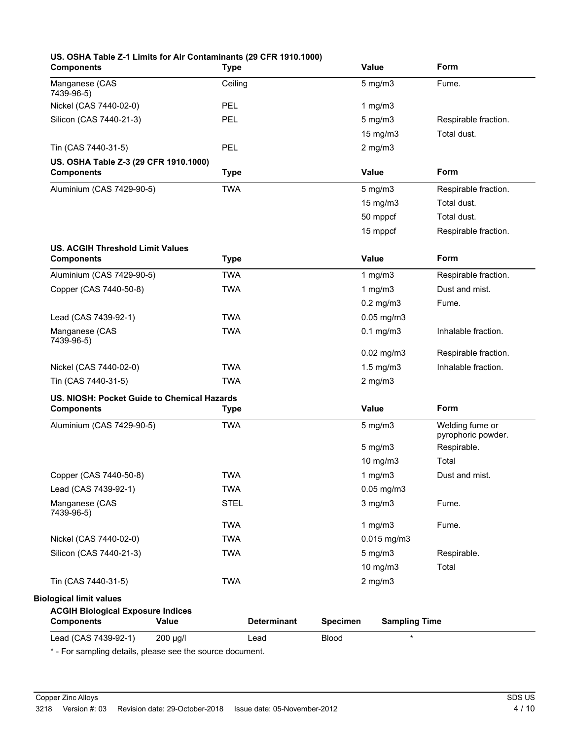**US. OSHA Table Z-1 Limits for Air Contaminants (29 CFR 1910.1000)**

| Components | Type | Value | Form |
|---|---|---|---|
| Manganese (CAS 7439-96-5) | Ceiling | 5 mg/m3 | Fume. |
| Nickel (CAS 7440-02-0) | PEL | 1 mg/m3 | |
| Silicon (CAS 7440-21-3) | PEL | 5 mg/m3 | Respirable fraction. |
| | | 15 mg/m3 | Total dust. |
| Tin (CAS 7440-31-5) | PEL | 2 mg/m3 | |

**US. OSHA Table Z-3 (29 CFR 1910.1000)**

| Components | Type | Value | Form |
|---|---|---|---|
| Aluminium (CAS 7429-90-5) | TWA | 5 mg/m3 | Respirable fraction. |
| | | 15 mg/m3 | Total dust. |
| | | 50 mppcf | Total dust. |
| | | 15 mppcf | Respirable fraction. |

**US. ACGIH Threshold Limit Values**

| Components | Type | Value | Form |
|---|---|---|---|
| Aluminium (CAS 7429-90-5) | TWA | 1 mg/m3 | Respirable fraction. |
| Copper (CAS 7440-50-8) | TWA | 1 mg/m3 | Dust and mist. |
| | | 0.2 mg/m3 | Fume. |
| Lead (CAS 7439-92-1) | TWA | 0.05 mg/m3 | |
| Manganese (CAS 7439-96-5) | TWA | 0.1 mg/m3 | Inhalable fraction. |
| | | 0.02 mg/m3 | Respirable fraction. |
| Nickel (CAS 7440-02-0) | TWA | 1.5 mg/m3 | Inhalable fraction. |
| Tin (CAS 7440-31-5) | TWA | 2 mg/m3 | |

**US. NIOSH: Pocket Guide to Chemical Hazards**

| Components | Type | Value | Form |
|---|---|---|---|
| Aluminium (CAS 7429-90-5) | TWA | 5 mg/m3 | Welding fume or pyrophoric powder. |
| | | 5 mg/m3 | Respirable. |
| | | 10 mg/m3 | Total |
| Copper (CAS 7440-50-8) | TWA | 1 mg/m3 | Dust and mist. |
| Lead (CAS 7439-92-1) | TWA | 0.05 mg/m3 | |
| Manganese (CAS 7439-96-5) | STEL | 3 mg/m3 | Fume. |
| | TWA | 1 mg/m3 | Fume. |
| Nickel (CAS 7440-02-0) | TWA | 0.015 mg/m3 | |
| Silicon (CAS 7440-21-3) | TWA | 5 mg/m3 | Respirable. |
| | | 10 mg/m3 | Total |
| Tin (CAS 7440-31-5) | TWA | 2 mg/m3 | |

**Biological limit values**

**ACGIH Biological Exposure Indices**

| Components | Value | Determinant | Specimen | Sampling Time |
|---|---|---|---|---|
| Lead (CAS 7439-92-1) | 200 µg/l | Lead | Blood | * |

* - For sampling details, please see the source document.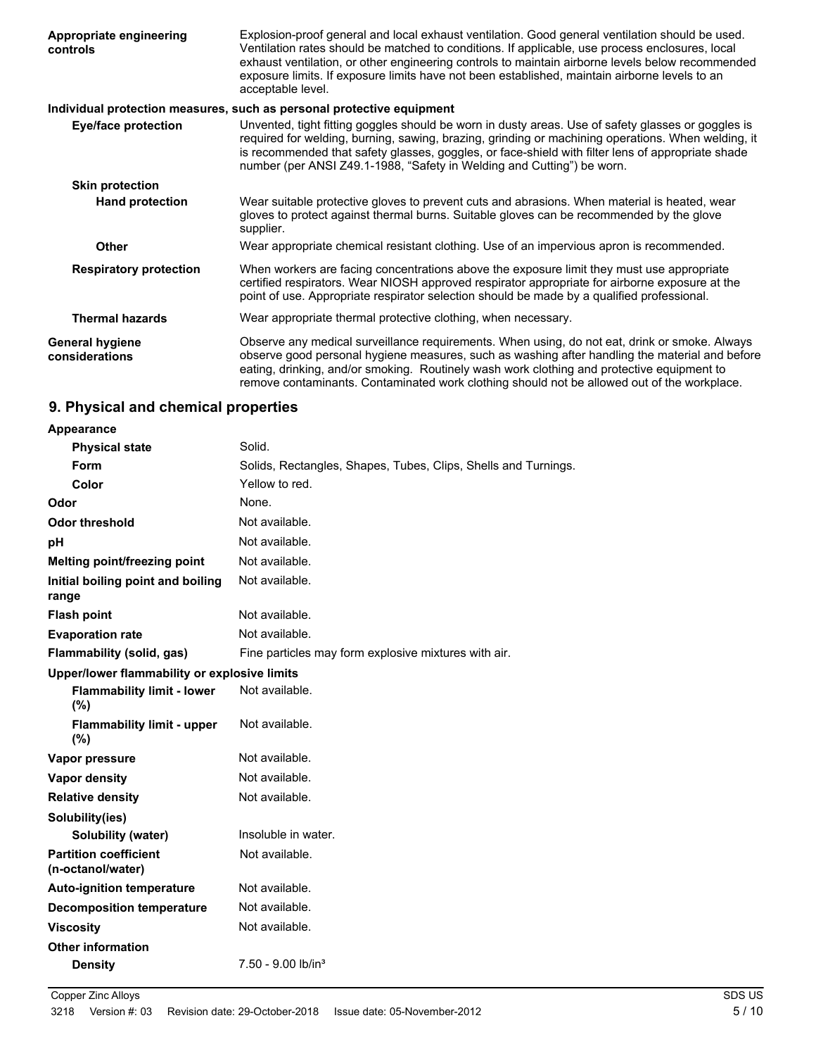| | |
|---|---|
| **Appropriate engineering controls** | Explosion-proof general and local exhaust ventilation. Good general ventilation should be used. Ventilation rates should be matched to conditions. If applicable, use process enclosures, local exhaust ventilation, or other engineering controls to maintain airborne levels below recommended exposure limits. If exposure limits have not been established, maintain airborne levels to an acceptable level. |

**Individual protection measures, such as personal protective equipment**

| | |
|---|---|
| **Eye/face protection** | Unvented, tight fitting goggles should be worn in dusty areas. Use of safety glasses or goggles is required for welding, burning, sawing, brazing, grinding or machining operations. When welding, it is recommended that safety glasses, goggles, or face-shield with filter lens of appropriate shade number (per ANSI Z49.1-1988, "Safety in Welding and Cutting") be worn. |
| **Skin protection** | |
| **Hand protection** | Wear suitable protective gloves to prevent cuts and abrasions. When material is heated, wear gloves to protect against thermal burns. Suitable gloves can be recommended by the glove supplier. |
| **Other** | Wear appropriate chemical resistant clothing. Use of an impervious apron is recommended. |
| **Respiratory protection** | When workers are facing concentrations above the exposure limit they must use appropriate certified respirators. Wear NIOSH approved respirator appropriate for airborne exposure at the point of use. Appropriate respirator selection should be made by a qualified professional. |
| **Thermal hazards** | Wear appropriate thermal protective clothing, when necessary. |
| **General hygiene considerations** | Observe any medical surveillance requirements. When using, do not eat, drink or smoke. Always observe good personal hygiene measures, such as washing after handling the material and before eating, drinking, and/or smoking. Routinely wash work clothing and protective equipment to remove contaminants. Contaminated work clothing should not be allowed out of the workplace. |

## 9. Physical and chemical properties

| | |
|---|---|
| **Appearance** | |
| **Physical state** | Solid. |
| **Form** | Solids, Rectangles, Shapes, Tubes, Clips, Shells and Turnings. |
| **Color** | Yellow to red. |
| **Odor** | None. |
| **Odor threshold** | Not available. |
| **pH** | Not available. |
| **Melting point/freezing point** | Not available. |
| **Initial boiling point and boiling range** | Not available. |
| **Flash point** | Not available. |
| **Evaporation rate** | Not available. |
| **Flammability (solid, gas)** | Fine particles may form explosive mixtures with air. |
| **Upper/lower flammability or explosive limits** | |
| **Flammability limit - lower (%)** | Not available. |
| **Flammability limit - upper (%)** | Not available. |
| **Vapor pressure** | Not available. |
| **Vapor density** | Not available. |
| **Relative density** | Not available. |
| **Solubility(ies)** | |
| **Solubility (water)** | Insoluble in water. |
| **Partition coefficient (n-octanol/water)** | Not available. |
| **Auto-ignition temperature** | Not available. |
| **Decomposition temperature** | Not available. |
| **Viscosity** | Not available. |
| **Other information** | |
| **Density** | 7.50 - 9.00 lb/in³ |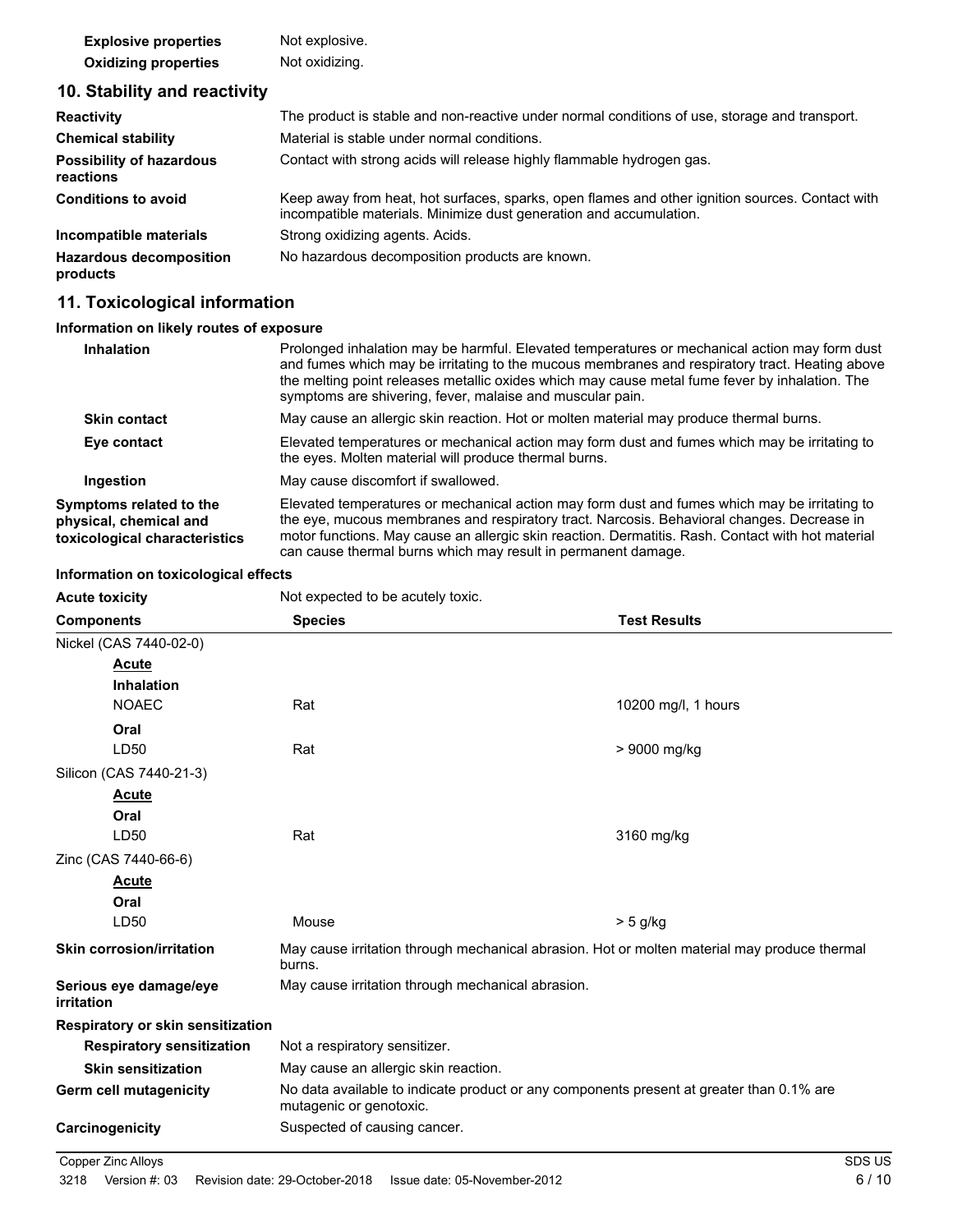| | |
|---|---|
| **Explosive properties** | Not explosive. |
| **Oxidizing properties** | Not oxidizing. |

## 10. Stability and reactivity

| | |
|---|---|
| **Reactivity** | The product is stable and non-reactive under normal conditions of use, storage and transport. |
| **Chemical stability** | Material is stable under normal conditions. |
| **Possibility of hazardous reactions** | Contact with strong acids will release highly flammable hydrogen gas. |
| **Conditions to avoid** | Keep away from heat, hot surfaces, sparks, open flames and other ignition sources. Contact with incompatible materials. Minimize dust generation and accumulation. |
| **Incompatible materials** | Strong oxidizing agents. Acids. |
| **Hazardous decomposition products** | No hazardous decomposition products are known. |

## 11. Toxicological information

### Information on likely routes of exposure

| | |
|---|---|
| **Inhalation** | Prolonged inhalation may be harmful. Elevated temperatures or mechanical action may form dust and fumes which may be irritating to the mucous membranes and respiratory tract. Heating above the melting point releases metallic oxides which may cause metal fume fever by inhalation. The symptoms are shivering, fever, malaise and muscular pain. |
| **Skin contact** | May cause an allergic skin reaction. Hot or molten material may produce thermal burns. |
| **Eye contact** | Elevated temperatures or mechanical action may form dust and fumes which may be irritating to the eyes. Molten material will produce thermal burns. |
| **Ingestion** | May cause discomfort if swallowed. |
| **Symptoms related to the physical, chemical and toxicological characteristics** | Elevated temperatures or mechanical action may form dust and fumes which may be irritating to the eye, mucous membranes and respiratory tract. Narcosis. Behavioral changes. Decrease in motor functions. May cause an allergic skin reaction. Dermatitis. Rash. Contact with hot material can cause thermal burns which may result in permanent damage. |

### Information on toxicological effects

**Acute toxicity** Not expected to be acutely toxic.

| Components | Species | Test Results |
|---|---|---|
| Nickel (CAS 7440-02-0) | | |
| **Acute** | | |
| **Inhalation** | | |
| NOAEC | Rat | 10200 mg/l, 1 hours |
| **Oral** | | |
| LD50 | Rat | > 9000 mg/kg |
| Silicon (CAS 7440-21-3) | | |
| **Acute** | | |
| **Oral** | | |
| LD50 | Rat | 3160 mg/kg |
| Zinc (CAS 7440-66-6) | | |
| **Acute** | | |
| **Oral** | | |
| LD50 | Mouse | > 5 g/kg |

| | |
|---|---|
| **Skin corrosion/irritation** | May cause irritation through mechanical abrasion. Hot or molten material may produce thermal burns. |
| **Serious eye damage/eye irritation** | May cause irritation through mechanical abrasion. |
| **Respiratory or skin sensitization** | |
| **Respiratory sensitization** | Not a respiratory sensitizer. |
| **Skin sensitization** | May cause an allergic skin reaction. |
| **Germ cell mutagenicity** | No data available to indicate product or any components present at greater than 0.1% are mutagenic or genotoxic. |
| **Carcinogenicity** | Suspected of causing cancer. |

Copper Zinc Alloys SDS US

3218 Version #: 03 Revision date: 29-October-2018 Issue date: 05-November-2012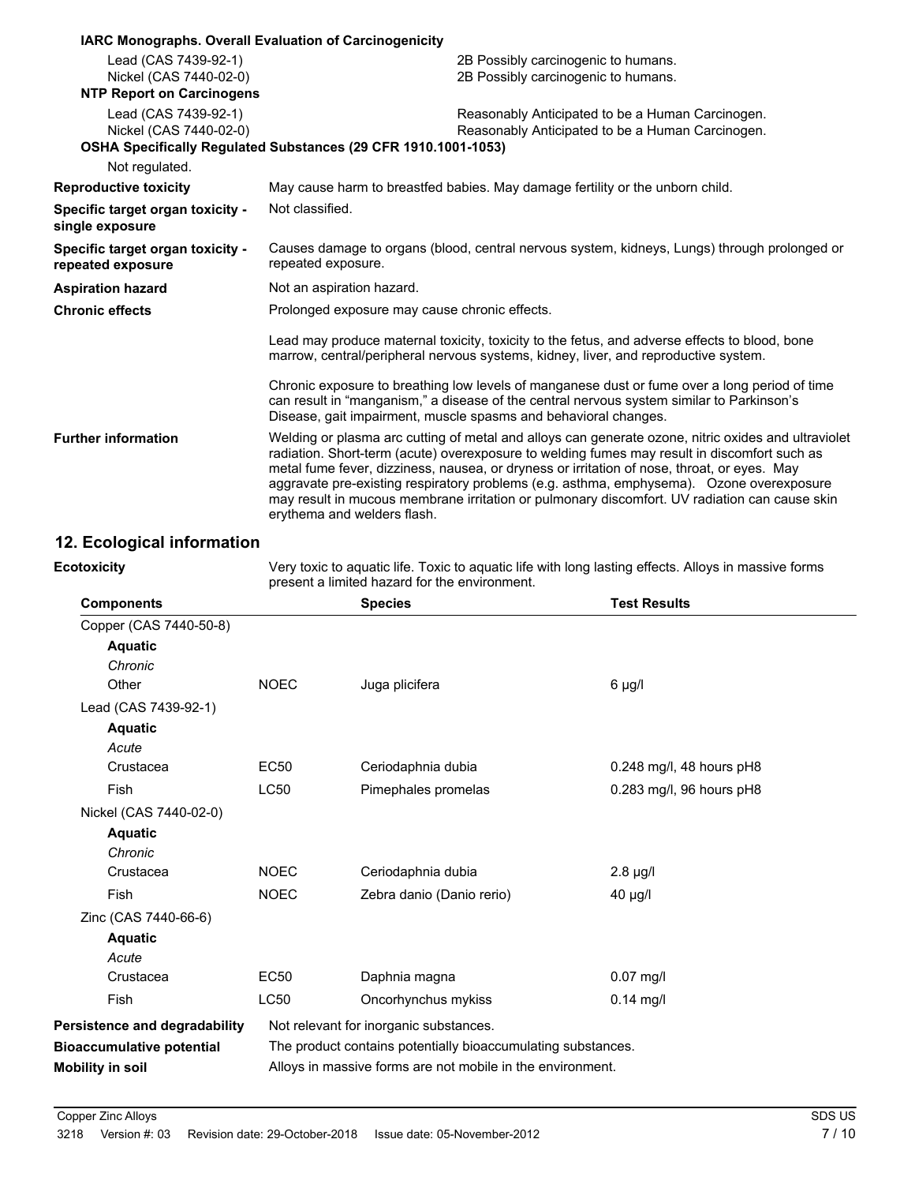**IARC Monographs. Overall Evaluation of Carcinogenicity**

| | |
|---|---|
| Lead (CAS 7439-92-1) | 2B Possibly carcinogenic to humans. |
| Nickel (CAS 7440-02-0) | 2B Possibly carcinogenic to humans. |

**NTP Report on Carcinogens**

| | |
|---|---|
| Lead (CAS 7439-92-1) | Reasonably Anticipated to be a Human Carcinogen. |
| Nickel (CAS 7440-02-0) | Reasonably Anticipated to be a Human Carcinogen. |

**OSHA Specifically Regulated Substances (29 CFR 1910.1001-1053)**

Not regulated.

**Reproductive toxicity** May cause harm to breastfed babies. May damage fertility or the unborn child.

**Specific target organ toxicity - single exposure** Not classified.

**Specific target organ toxicity - repeated exposure** Causes damage to organs (blood, central nervous system, kidneys, Lungs) through prolonged or repeated exposure.

**Aspiration hazard** Not an aspiration hazard.

**Chronic effects** Prolonged exposure may cause chronic effects.

Lead may produce maternal toxicity, toxicity to the fetus, and adverse effects to blood, bone marrow, central/peripheral nervous systems, kidney, liver, and reproductive system.

Chronic exposure to breathing low levels of manganese dust or fume over a long period of time can result in "manganism," a disease of the central nervous system similar to Parkinson's Disease, gait impairment, muscle spasms and behavioral changes.

**Further information** Welding or plasma arc cutting of metal and alloys can generate ozone, nitric oxides and ultraviolet radiation. Short-term (acute) overexposure to welding fumes may result in discomfort such as metal fume fever, dizziness, nausea, or dryness or irritation of nose, throat, or eyes. May aggravate pre-existing respiratory problems (e.g. asthma, emphysema). Ozone overexposure may result in mucous membrane irritation or pulmonary discomfort. UV radiation can cause skin erythema and welders flash.

## 12. Ecological information

**Ecotoxicity** Very toxic to aquatic life. Toxic to aquatic life with long lasting effects. Alloys in massive forms present a limited hazard for the environment.

| Components | | Species | Test Results |
|---|---|---|---|
| Copper (CAS 7440-50-8) | | | |
| **Aquatic** | | | |
| *Chronic* | | | |
| Other | NOEC | Juga plicifera | 6 µg/l |
| Lead (CAS 7439-92-1) | | | |
| **Aquatic** | | | |
| *Acute* | | | |
| Crustacea | EC50 | Ceriodaphnia dubia | 0.248 mg/l, 48 hours pH8 |
| Fish | LC50 | Pimephales promelas | 0.283 mg/l, 96 hours pH8 |
| Nickel (CAS 7440-02-0) | | | |
| **Aquatic** | | | |
| *Chronic* | | | |
| Crustacea | NOEC | Ceriodaphnia dubia | 2.8 µg/l |
| Fish | NOEC | Zebra danio (Danio rerio) | 40 µg/l |
| Zinc (CAS 7440-66-6) | | | |
| **Aquatic** | | | |
| *Acute* | | | |
| Crustacea | EC50 | Daphnia magna | 0.07 mg/l |
| Fish | LC50 | Oncorhynchus mykiss | 0.14 mg/l |

**Persistence and degradability** Not relevant for inorganic substances.

**Bioaccumulative potential** The product contains potentially bioaccumulating substances.

**Mobility in soil** Alloys in massive forms are not mobile in the environment.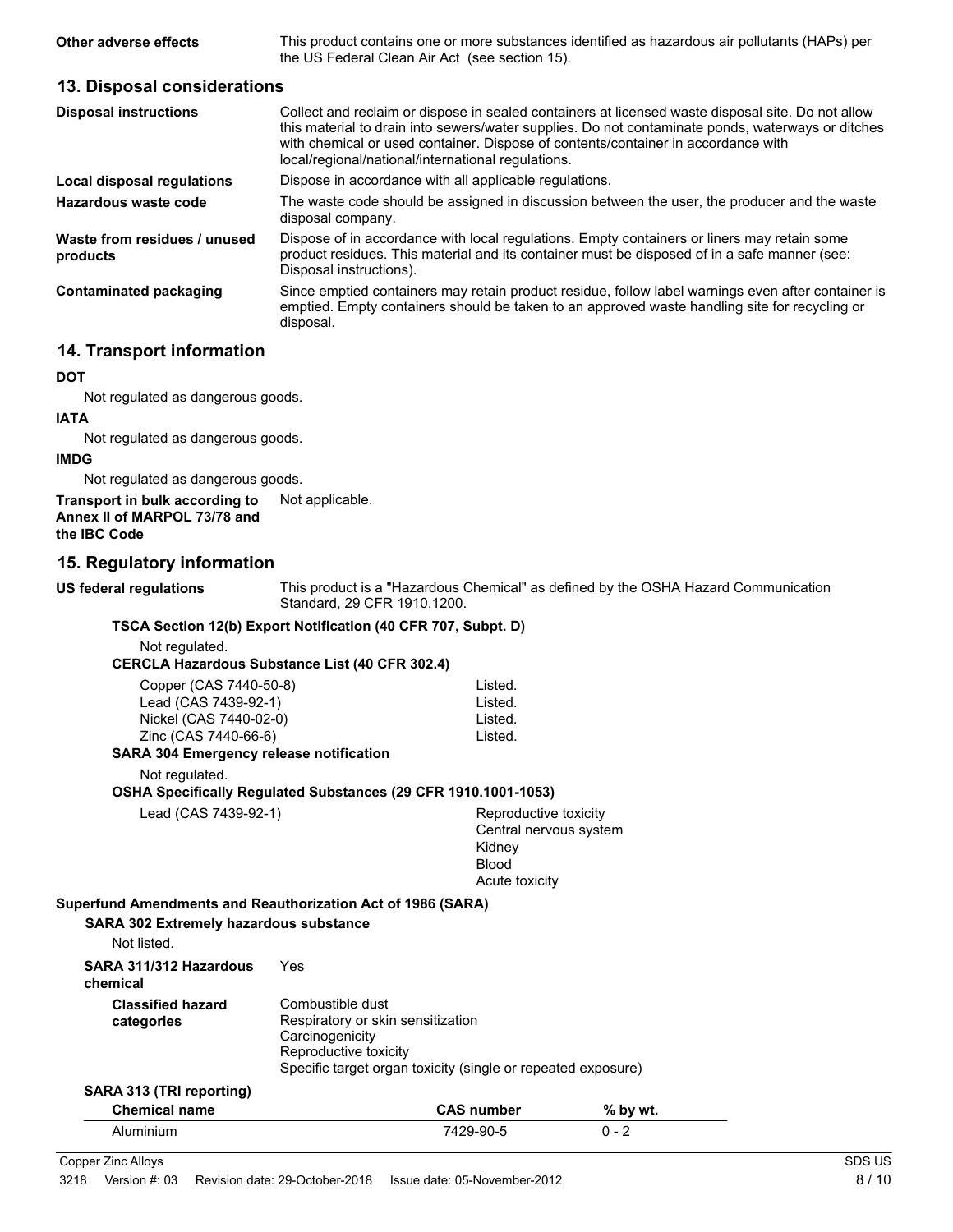| | |
|---|---|
| **Other adverse effects** | This product contains one or more substances identified as hazardous air pollutants (HAPs) per the US Federal Clean Air Act (see section 15). |

## 13. Disposal considerations

| | |
|---|---|
| **Disposal instructions** | Collect and reclaim or dispose in sealed containers at licensed waste disposal site. Do not allow this material to drain into sewers/water supplies. Do not contaminate ponds, waterways or ditches with chemical or used container. Dispose of contents/container in accordance with local/regional/national/international regulations. |
| **Local disposal regulations** | Dispose in accordance with all applicable regulations. |
| **Hazardous waste code** | The waste code should be assigned in discussion between the user, the producer and the waste disposal company. |
| **Waste from residues / unused products** | Dispose of in accordance with local regulations. Empty containers or liners may retain some product residues. This material and its container must be disposed of in a safe manner (see: Disposal instructions). |
| **Contaminated packaging** | Since emptied containers may retain product residue, follow label warnings even after container is emptied. Empty containers should be taken to an approved waste handling site for recycling or disposal. |

## 14. Transport information

**DOT**

Not regulated as dangerous goods.

**IATA**

Not regulated as dangerous goods.

**IMDG**

Not regulated as dangerous goods.

**Transport in bulk according to Annex II of MARPOL 73/78 and the IBC Code** Not applicable.

## 15. Regulatory information

**US federal regulations** This product is a "Hazardous Chemical" as defined by the OSHA Hazard Communication Standard, 29 CFR 1910.1200.

**TSCA Section 12(b) Export Notification (40 CFR 707, Subpt. D)**

Not regulated.

**CERCLA Hazardous Substance List (40 CFR 302.4)**

| | |
|---|---|
| Copper (CAS 7440-50-8) | Listed. |
| Lead (CAS 7439-92-1) | Listed. |
| Nickel (CAS 7440-02-0) | Listed. |
| Zinc (CAS 7440-66-6) | Listed. |

**SARA 304 Emergency release notification**

Not regulated.

**OSHA Specifically Regulated Substances (29 CFR 1910.1001-1053)**

| | |
|---|---|
| Lead (CAS 7439-92-1) | Reproductive toxicity<br>Central nervous system<br>Kidney<br>Blood<br>Acute toxicity |

**Superfund Amendments and Reauthorization Act of 1986 (SARA)**

**SARA 302 Extremely hazardous substance**

Not listed.

**SARA 311/312 Hazardous chemical** Yes

**Classified hazard categories**

Combustible dust
Respiratory or skin sensitization
Carcinogenicity
Reproductive toxicity
Specific target organ toxicity (single or repeated exposure)

**SARA 313 (TRI reporting)**

| Chemical name | CAS number | % by wt. |
|---|---|---|
| Aluminium | 7429-90-5 | 0 - 2 |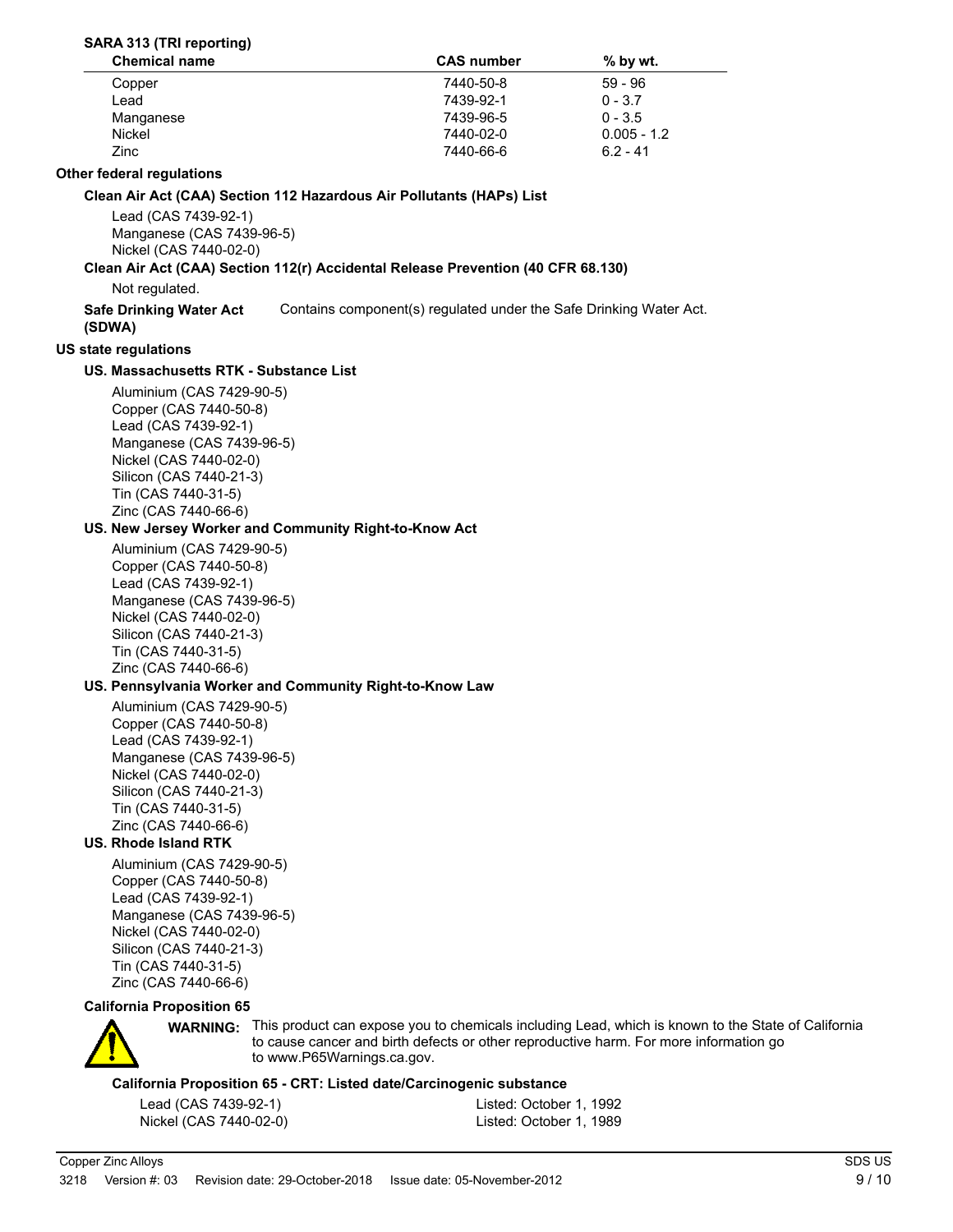**SARA 313 (TRI reporting)**

| Chemical name | CAS number | % by wt. |
|---|---|---|
| Copper | 7440-50-8 | 59 - 96 |
| Lead | 7439-92-1 | 0 - 3.7 |
| Manganese | 7439-96-5 | 0 - 3.5 |
| Nickel | 7440-02-0 | 0.005 - 1.2 |
| Zinc | 7440-66-6 | 6.2 - 41 |

**Other federal regulations**

**Clean Air Act (CAA) Section 112 Hazardous Air Pollutants (HAPs) List**

Lead (CAS 7439-92-1)
Manganese (CAS 7439-96-5)
Nickel (CAS 7440-02-0)

**Clean Air Act (CAA) Section 112(r) Accidental Release Prevention (40 CFR 68.130)**

Not regulated.

**Safe Drinking Water Act (SDWA)** Contains component(s) regulated under the Safe Drinking Water Act.

**US state regulations**

**US. Massachusetts RTK - Substance List**

Aluminium (CAS 7429-90-5)
Copper (CAS 7440-50-8)
Lead (CAS 7439-92-1)
Manganese (CAS 7439-96-5)
Nickel (CAS 7440-02-0)
Silicon (CAS 7440-21-3)
Tin (CAS 7440-31-5)
Zinc (CAS 7440-66-6)

**US. New Jersey Worker and Community Right-to-Know Act**

Aluminium (CAS 7429-90-5)
Copper (CAS 7440-50-8)
Lead (CAS 7439-92-1)
Manganese (CAS 7439-96-5)
Nickel (CAS 7440-02-0)
Silicon (CAS 7440-21-3)
Tin (CAS 7440-31-5)
Zinc (CAS 7440-66-6)

**US. Pennsylvania Worker and Community Right-to-Know Law**

Aluminium (CAS 7429-90-5)
Copper (CAS 7440-50-8)
Lead (CAS 7439-92-1)
Manganese (CAS 7439-96-5)
Nickel (CAS 7440-02-0)
Silicon (CAS 7440-21-3)
Tin (CAS 7440-31-5)
Zinc (CAS 7440-66-6)

**US. Rhode Island RTK**

Aluminium (CAS 7429-90-5)
Copper (CAS 7440-50-8)
Lead (CAS 7439-92-1)
Manganese (CAS 7439-96-5)
Nickel (CAS 7440-02-0)
Silicon (CAS 7440-21-3)
Tin (CAS 7440-31-5)
Zinc (CAS 7440-66-6)

**California Proposition 65**

**WARNING:** This product can expose you to chemicals including Lead, which is known to the State of California to cause cancer and birth defects or other reproductive harm. For more information go to www.P65Warnings.ca.gov.

**California Proposition 65 - CRT: Listed date/Carcinogenic substance**

| | |
|---|---|
| Lead (CAS 7439-92-1) | Listed: October 1, 1992 |
| Nickel (CAS 7440-02-0) | Listed: October 1, 1989 |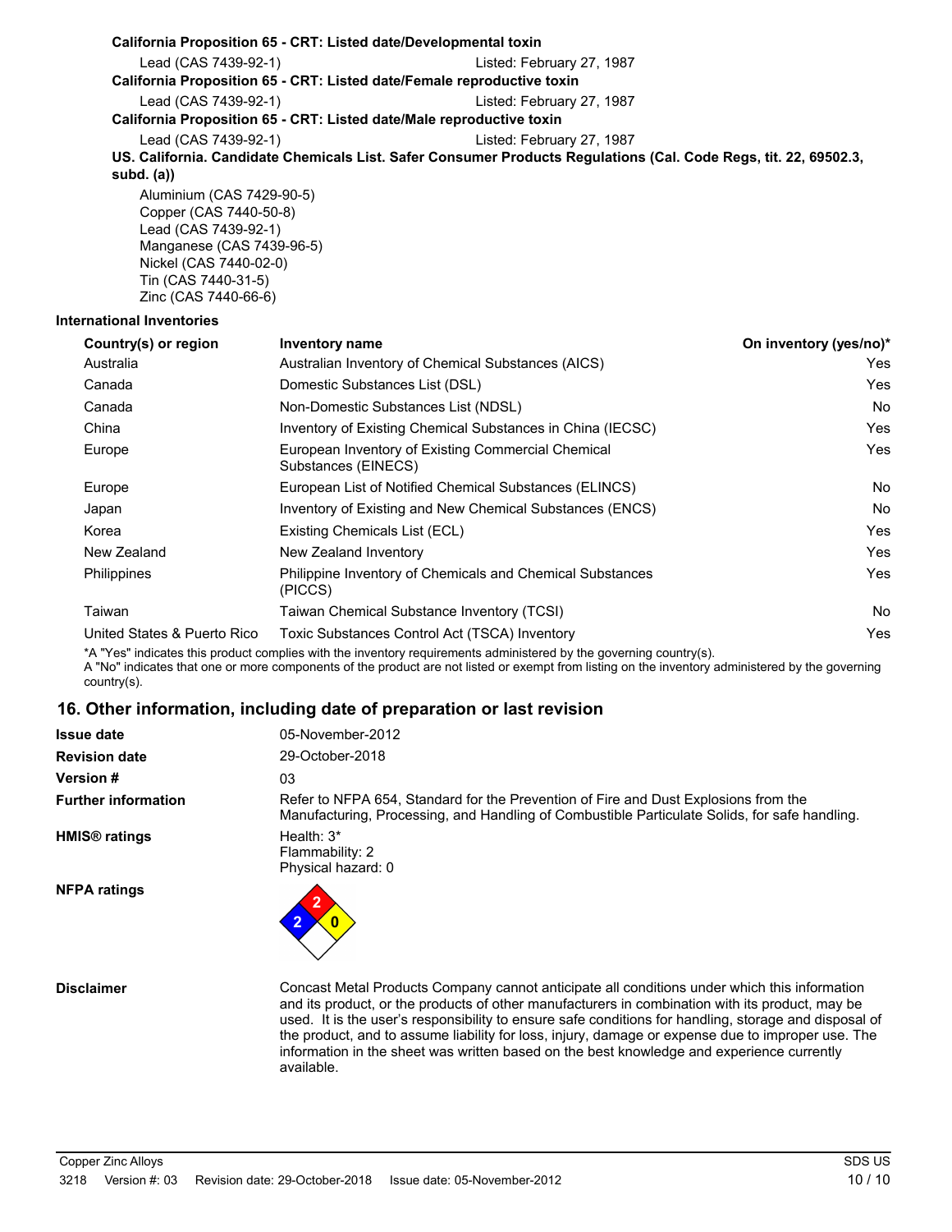**California Proposition 65 - CRT: Listed date/Developmental toxin**

Lead (CAS 7439-92-1) Listed: February 27, 1987

**California Proposition 65 - CRT: Listed date/Female reproductive toxin**

Lead (CAS 7439-92-1) Listed: February 27, 1987

**California Proposition 65 - CRT: Listed date/Male reproductive toxin**

Lead (CAS 7439-92-1) Listed: February 27, 1987

**US. California. Candidate Chemicals List. Safer Consumer Products Regulations (Cal. Code Regs, tit. 22, 69502.3, subd. (a))**

Aluminium (CAS 7429-90-5)
Copper (CAS 7440-50-8)
Lead (CAS 7439-92-1)
Manganese (CAS 7439-96-5)
Nickel (CAS 7440-02-0)
Tin (CAS 7440-31-5)
Zinc (CAS 7440-66-6)

**International Inventories**

| Country(s) or region | Inventory name | On inventory (yes/no)* |
|---|---|---|
| Australia | Australian Inventory of Chemical Substances (AICS) | Yes |
| Canada | Domestic Substances List (DSL) | Yes |
| Canada | Non-Domestic Substances List (NDSL) | No |
| China | Inventory of Existing Chemical Substances in China (IECSC) | Yes |
| Europe | European Inventory of Existing Commercial Chemical Substances (EINECS) | Yes |
| Europe | European List of Notified Chemical Substances (ELINCS) | No |
| Japan | Inventory of Existing and New Chemical Substances (ENCS) | No |
| Korea | Existing Chemicals List (ECL) | Yes |
| New Zealand | New Zealand Inventory | Yes |
| Philippines | Philippine Inventory of Chemicals and Chemical Substances (PICCS) | Yes |
| Taiwan | Taiwan Chemical Substance Inventory (TCSI) | No |
| United States & Puerto Rico | Toxic Substances Control Act (TSCA) Inventory | Yes |

*A "Yes" indicates this product complies with the inventory requirements administered by the governing country(s).
A "No" indicates that one or more components of the product are not listed or exempt from listing on the inventory administered by the governing country(s).

## 16. Other information, including date of preparation or last revision

**Issue date** 05-November-2012

**Revision date** 29-October-2018

**Version #** 03

**Further information** Refer to NFPA 654, Standard for the Prevention of Fire and Dust Explosions from the Manufacturing, Processing, and Handling of Combustible Particulate Solids, for safe handling.

**HMIS® ratings**
Health: 3*
Flammability: 2
Physical hazard: 0

**NFPA ratings**

2
2
0

**Disclaimer** Concast Metal Products Company cannot anticipate all conditions under which this information and its product, or the products of other manufacturers in combination with its product, may be used. It is the user's responsibility to ensure safe conditions for handling, storage and disposal of the product, and to assume liability for loss, injury, damage or expense due to improper use. The information in the sheet was written based on the best knowledge and experience currently available.